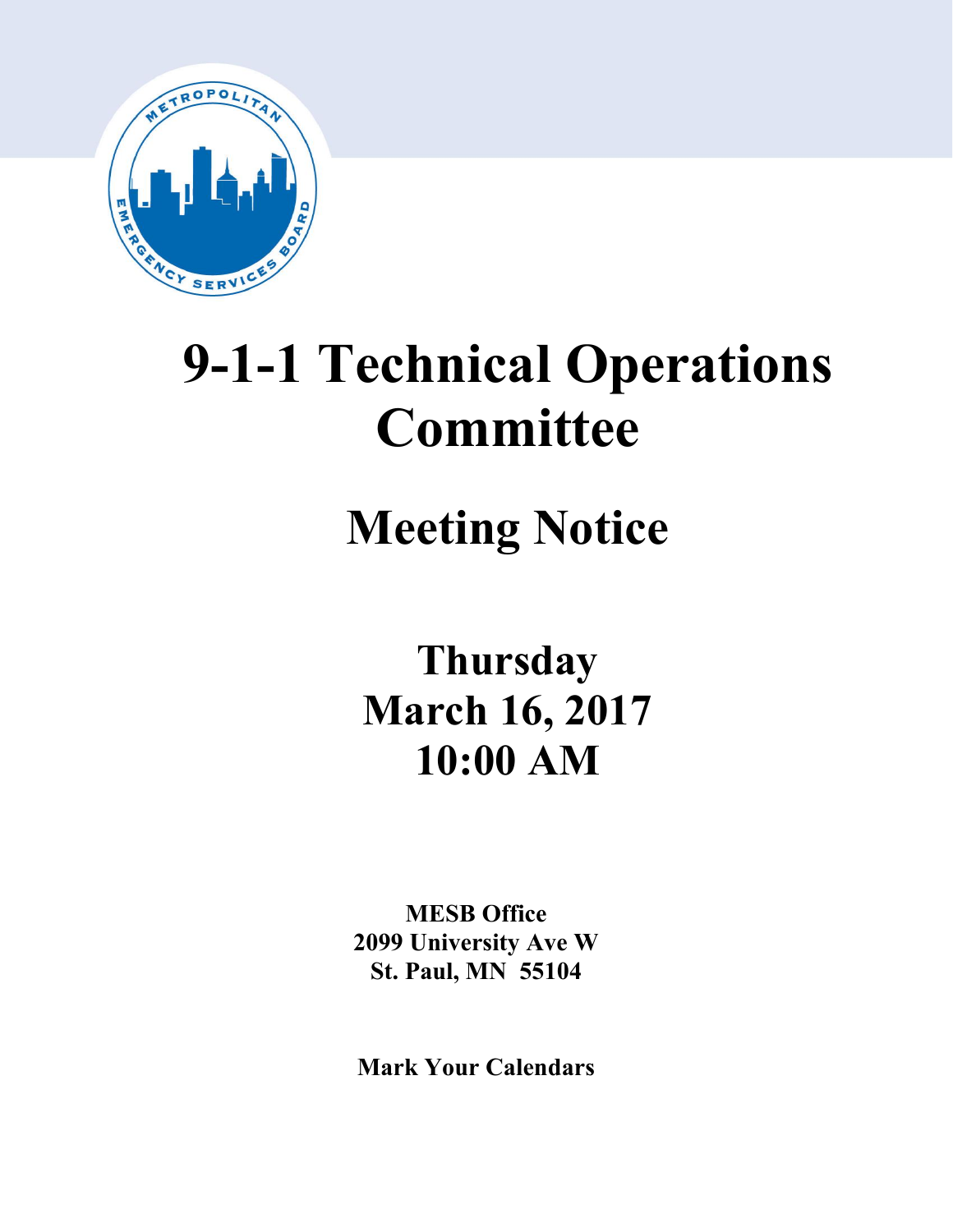# 9-1-1 Technical Operations Committee

## Meeting Notice

**Thursday**
**March 16, 2017**
**10:00 AM**

**MESB Office**
**2099 University Ave W**
**St. Paul, MN 55104**

**Mark Your Calendars**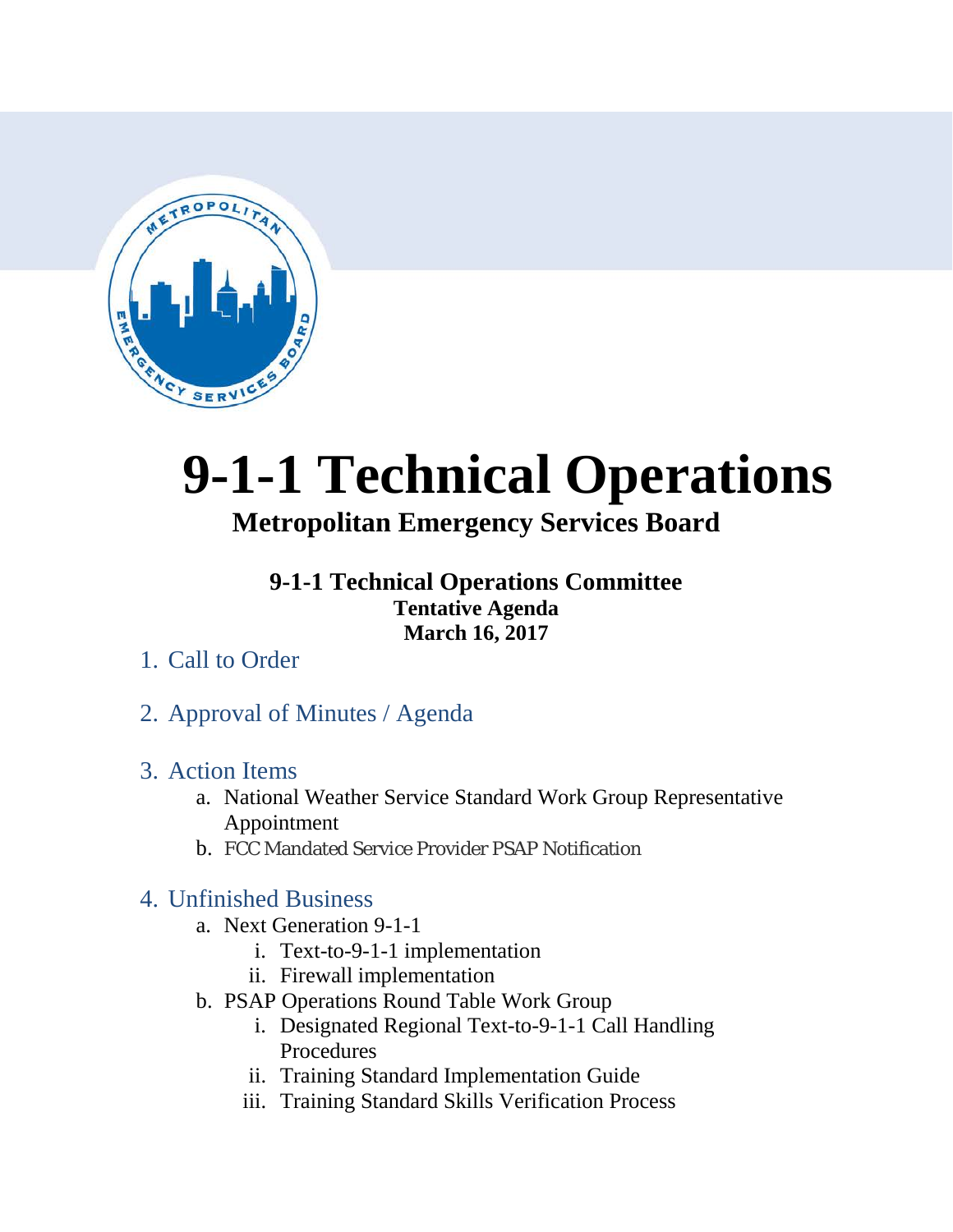# 9-1-1 Technical Operations

## Metropolitan Emergency Services Board

### 9-1-1 Technical Operations Committee

**Tentative Agenda**
**March 16, 2017**

1. Call to Order

2. Approval of Minutes / Agenda

3. Action Items
   a. National Weather Service Standard Work Group Representative Appointment
   b. FCC Mandated Service Provider PSAP Notification

4. Unfinished Business
   a. Next Generation 9-1-1
      i. Text-to-9-1-1 implementation
      ii. Firewall implementation
   b. PSAP Operations Round Table Work Group
      i. Designated Regional Text-to-9-1-1 Call Handling Procedures
      ii. Training Standard Implementation Guide
      iii. Training Standard Skills Verification Process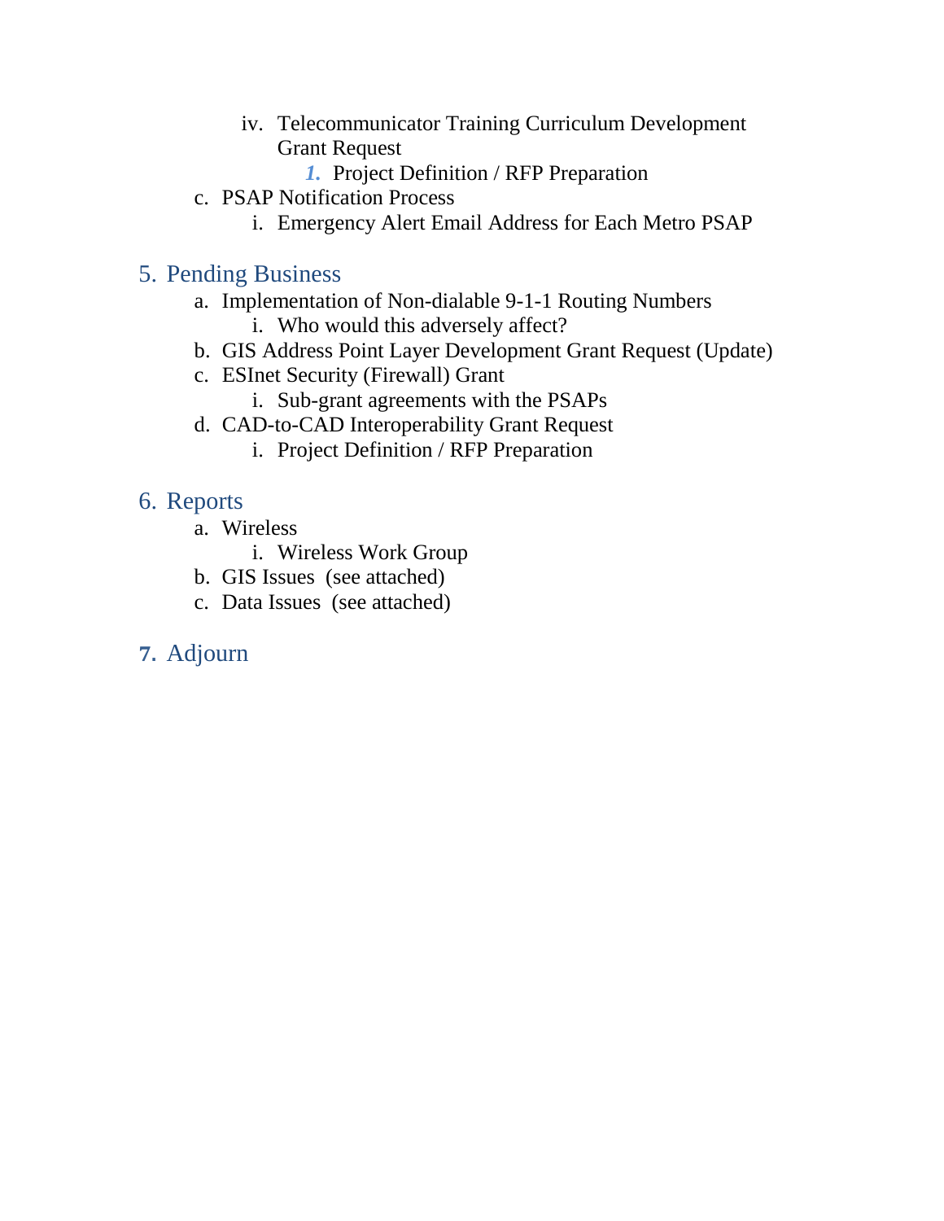iv. Telecommunicator Training Curriculum Development Grant Request
    1. Project Definition / RFP Preparation

c. PSAP Notification Process
    i. Emergency Alert Email Address for Each Metro PSAP

## 5. Pending Business

a. Implementation of Non-dialable 9-1-1 Routing Numbers
    i. Who would this adversely affect?

b. GIS Address Point Layer Development Grant Request (Update)

c. ESInet Security (Firewall) Grant
    i. Sub-grant agreements with the PSAPs

d. CAD-to-CAD Interoperability Grant Request
    i. Project Definition / RFP Preparation

## 6. Reports

a. Wireless
    i. Wireless Work Group

b. GIS Issues (see attached)

c. Data Issues (see attached)

## 7. Adjourn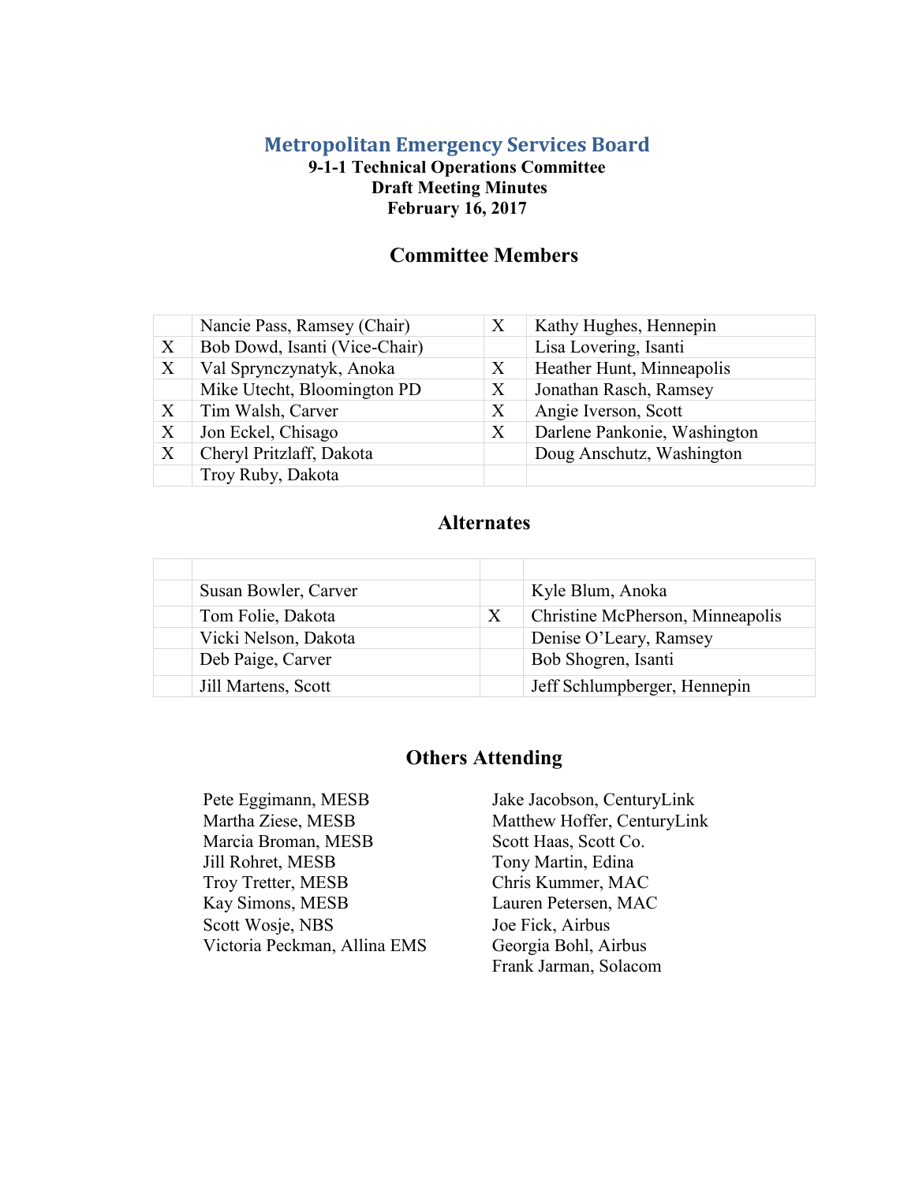# Metropolitan Emergency Services Board

**9-1-1 Technical Operations Committee**
**Draft Meeting Minutes**
**February 16, 2017**

## Committee Members

| | | | |
|---|---|---|---|
| | Nancie Pass, Ramsey (Chair) | X | Kathy Hughes, Hennepin |
| X | Bob Dowd, Isanti (Vice-Chair) | | Lisa Lovering, Isanti |
| X | Val Sprynczynatyk, Anoka | X | Heather Hunt, Minneapolis |
| | Mike Utecht, Bloomington PD | X | Jonathan Rasch, Ramsey |
| X | Tim Walsh, Carver | X | Angie Iverson, Scott |
| X | Jon Eckel, Chisago | X | Darlene Pankonie, Washington |
| X | Cheryl Pritzlaff, Dakota | | Doug Anschutz, Washington |
| | Troy Ruby, Dakota | | |

## Alternates

| | | | |
|---|---|---|---|
| | Susan Bowler, Carver | | Kyle Blum, Anoka |
| | Tom Folie, Dakota | X | Christine McPherson, Minneapolis |
| | Vicki Nelson, Dakota | | Denise O'Leary, Ramsey |
| | Deb Paige, Carver | | Bob Shogren, Isanti |
| | Jill Martens, Scott | | Jeff Schlumpberger, Hennepin |

## Others Attending

Pete Eggimann, MESB
Martha Ziese, MESB
Marcia Broman, MESB
Jill Rohret, MESB
Troy Tretter, MESB
Kay Simons, MESB
Scott Wosje, NBS
Victoria Peckman, Allina EMS
Jake Jacobson, CenturyLink
Matthew Hoffer, CenturyLink
Scott Haas, Scott Co.
Tony Martin, Edina
Chris Kummer, MAC
Lauren Petersen, MAC
Joe Fick, Airbus
Georgia Bohl, Airbus
Frank Jarman, Solacom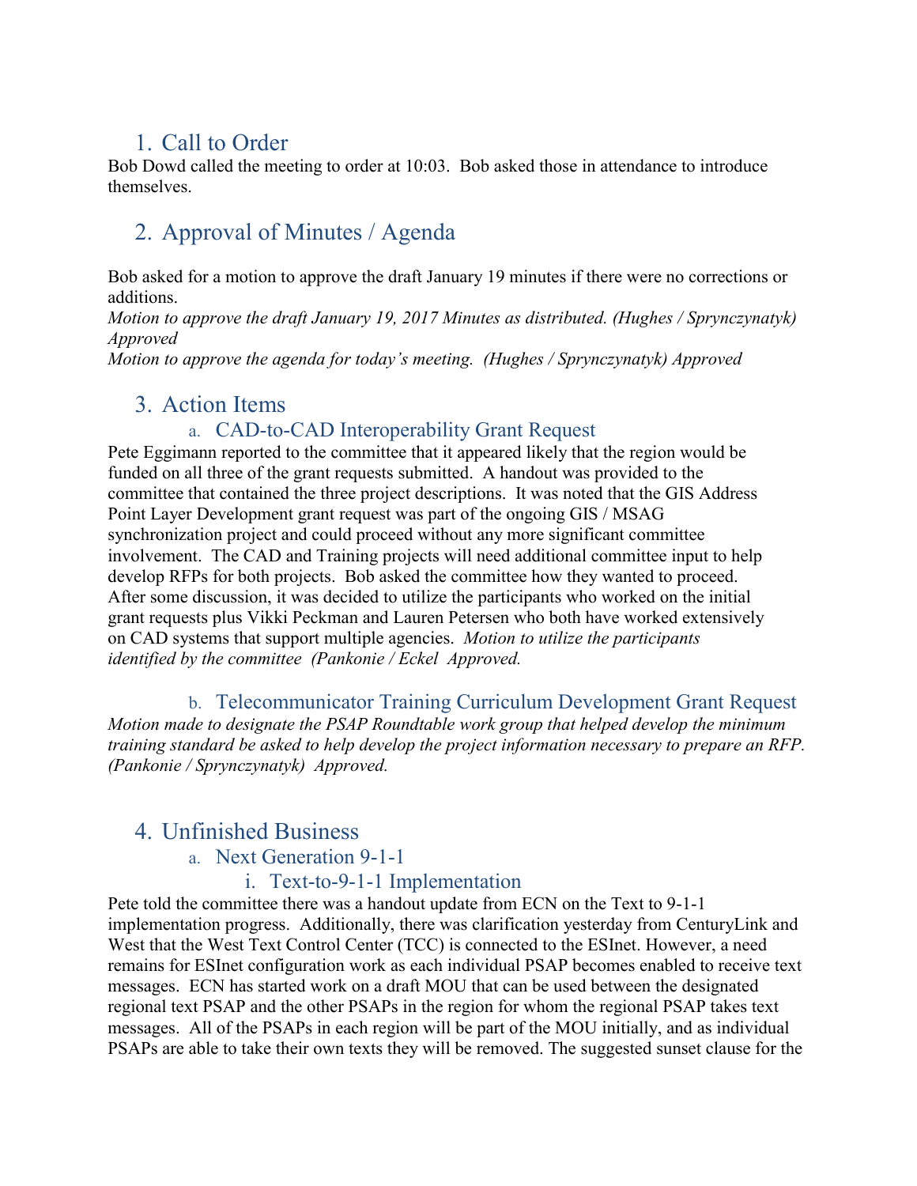## 1. Call to Order

Bob Dowd called the meeting to order at 10:03. Bob asked those in attendance to introduce themselves.

## 2. Approval of Minutes / Agenda

Bob asked for a motion to approve the draft January 19 minutes if there were no corrections or additions.

*Motion to approve the draft January 19, 2017 Minutes as distributed. (Hughes / Sprynczynatyk) Approved*

*Motion to approve the agenda for today's meeting. (Hughes / Sprynczynatyk) Approved*

## 3. Action Items

### a. CAD-to-CAD Interoperability Grant Request

Pete Eggimann reported to the committee that it appeared likely that the region would be funded on all three of the grant requests submitted. A handout was provided to the committee that contained the three project descriptions. It was noted that the GIS Address Point Layer Development grant request was part of the ongoing GIS / MSAG synchronization project and could proceed without any more significant committee involvement. The CAD and Training projects will need additional committee input to help develop RFPs for both projects. Bob asked the committee how they wanted to proceed. After some discussion, it was decided to utilize the participants who worked on the initial grant requests plus Vikki Peckman and Lauren Petersen who both have worked extensively on CAD systems that support multiple agencies. *Motion to utilize the participants identified by the committee (Pankonie / Eckel Approved.*

### b. Telecommunicator Training Curriculum Development Grant Request

*Motion made to designate the PSAP Roundtable work group that helped develop the minimum training standard be asked to help develop the project information necessary to prepare an RFP. (Pankonie / Sprynczynatyk) Approved.*

## 4. Unfinished Business

### a. Next Generation 9-1-1

#### i. Text-to-9-1-1 Implementation

Pete told the committee there was a handout update from ECN on the Text to 9-1-1 implementation progress. Additionally, there was clarification yesterday from CenturyLink and West that the West Text Control Center (TCC) is connected to the ESInet. However, a need remains for ESInet configuration work as each individual PSAP becomes enabled to receive text messages. ECN has started work on a draft MOU that can be used between the designated regional text PSAP and the other PSAPs in the region for whom the regional PSAP takes text messages. All of the PSAPs in each region will be part of the MOU initially, and as individual PSAPs are able to take their own texts they will be removed. The suggested sunset clause for the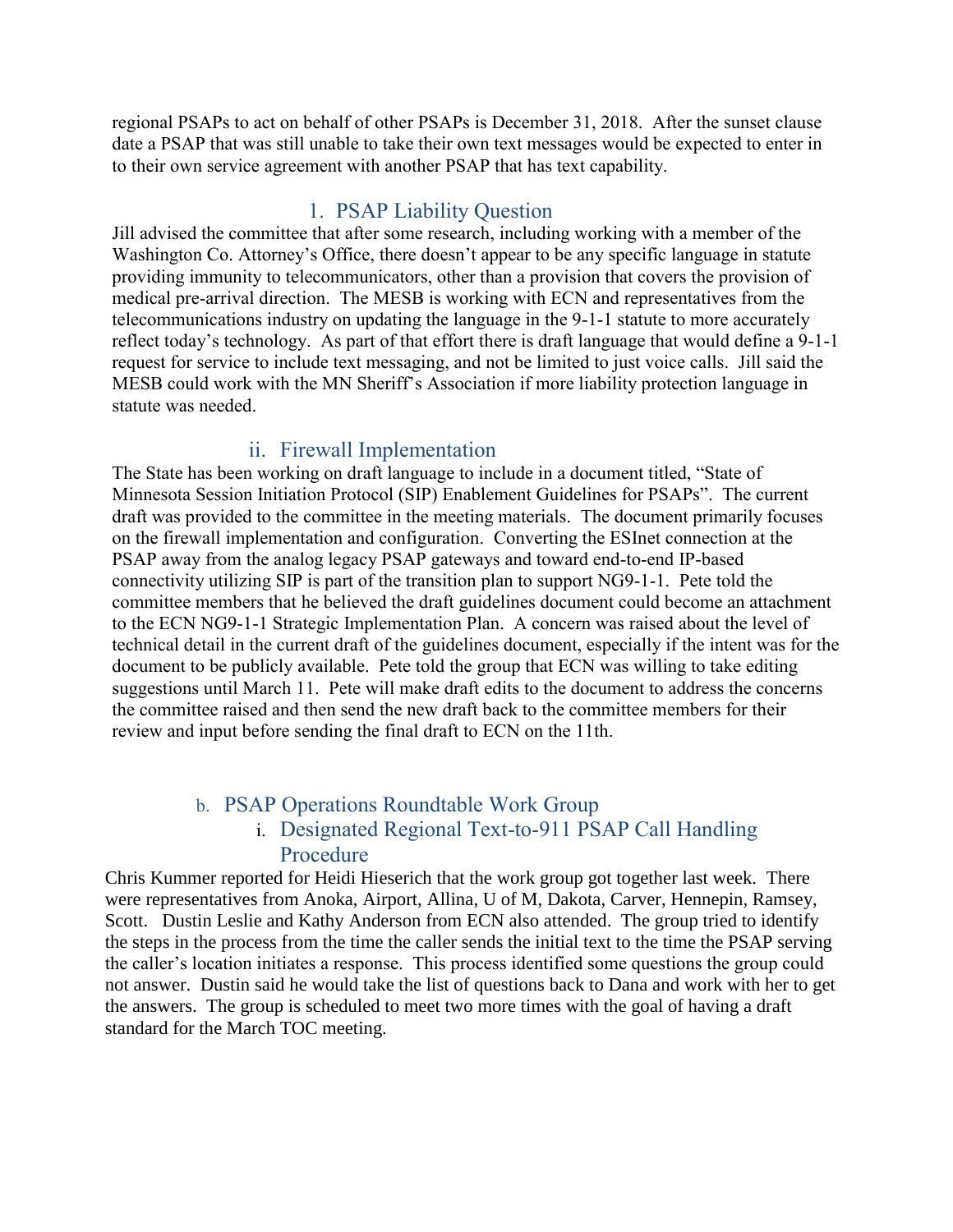regional PSAPs to act on behalf of other PSAPs is December 31, 2018. After the sunset clause date a PSAP that was still unable to take their own text messages would be expected to enter in to their own service agreement with another PSAP that has text capability.

### 1. PSAP Liability Question

Jill advised the committee that after some research, including working with a member of the Washington Co. Attorney's Office, there doesn't appear to be any specific language in statute providing immunity to telecommunicators, other than a provision that covers the provision of medical pre-arrival direction. The MESB is working with ECN and representatives from the telecommunications industry on updating the language in the 9-1-1 statute to more accurately reflect today's technology. As part of that effort there is draft language that would define a 9-1-1 request for service to include text messaging, and not be limited to just voice calls. Jill said the MESB could work with the MN Sheriff's Association if more liability protection language in statute was needed.

### ii. Firewall Implementation

The State has been working on draft language to include in a document titled, "State of Minnesota Session Initiation Protocol (SIP) Enablement Guidelines for PSAPs". The current draft was provided to the committee in the meeting materials. The document primarily focuses on the firewall implementation and configuration. Converting the ESInet connection at the PSAP away from the analog legacy PSAP gateways and toward end-to-end IP-based connectivity utilizing SIP is part of the transition plan to support NG9-1-1. Pete told the committee members that he believed the draft guidelines document could become an attachment to the ECN NG9-1-1 Strategic Implementation Plan. A concern was raised about the level of technical detail in the current draft of the guidelines document, especially if the intent was for the document to be publicly available. Pete told the group that ECN was willing to take editing suggestions until March 11. Pete will make draft edits to the document to address the concerns the committee raised and then send the new draft back to the committee members for their review and input before sending the final draft to ECN on the 11th.

## b. PSAP Operations Roundtable Work Group

### i. Designated Regional Text-to-911 PSAP Call Handling Procedure

Chris Kummer reported for Heidi Hieserich that the work group got together last week. There were representatives from Anoka, Airport, Allina, U of M, Dakota, Carver, Hennepin, Ramsey, Scott. Dustin Leslie and Kathy Anderson from ECN also attended. The group tried to identify the steps in the process from the time the caller sends the initial text to the time the PSAP serving the caller's location initiates a response. This process identified some questions the group could not answer. Dustin said he would take the list of questions back to Dana and work with her to get the answers. The group is scheduled to meet two more times with the goal of having a draft standard for the March TOC meeting.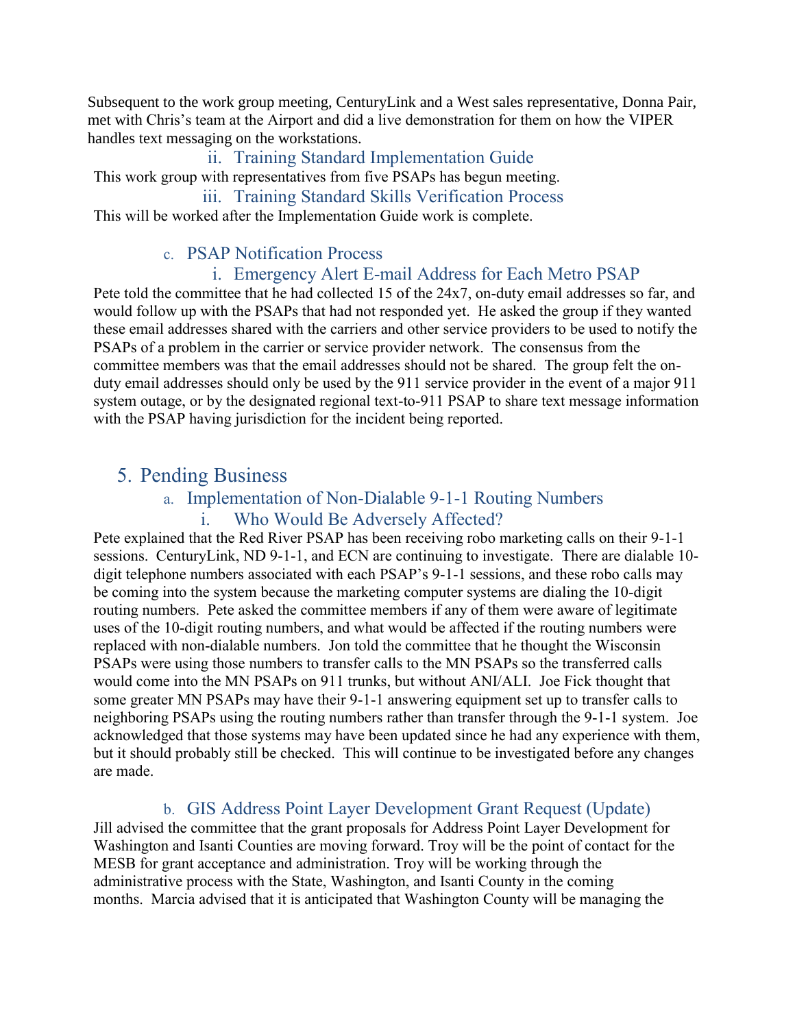Subsequent to the work group meeting, CenturyLink and a West sales representative, Donna Pair, met with Chris's team at the Airport and did a live demonstration for them on how the VIPER handles text messaging on the workstations.

#### ii. Training Standard Implementation Guide

This work group with representatives from five PSAPs has begun meeting.

#### iii. Training Standard Skills Verification Process

This will be worked after the Implementation Guide work is complete.

### c. PSAP Notification Process

#### i. Emergency Alert E-mail Address for Each Metro PSAP

Pete told the committee that he had collected 15 of the 24x7, on-duty email addresses so far, and would follow up with the PSAPs that had not responded yet. He asked the group if they wanted these email addresses shared with the carriers and other service providers to be used to notify the PSAPs of a problem in the carrier or service provider network. The consensus from the committee members was that the email addresses should not be shared. The group felt the on-duty email addresses should only be used by the 911 service provider in the event of a major 911 system outage, or by the designated regional text-to-911 PSAP to share text message information with the PSAP having jurisdiction for the incident being reported.

## 5. Pending Business

### a. Implementation of Non-Dialable 9-1-1 Routing Numbers

#### i. Who Would Be Adversely Affected?

Pete explained that the Red River PSAP has been receiving robo marketing calls on their 9-1-1 sessions. CenturyLink, ND 9-1-1, and ECN are continuing to investigate. There are dialable 10-digit telephone numbers associated with each PSAP's 9-1-1 sessions, and these robo calls may be coming into the system because the marketing computer systems are dialing the 10-digit routing numbers. Pete asked the committee members if any of them were aware of legitimate uses of the 10-digit routing numbers, and what would be affected if the routing numbers were replaced with non-dialable numbers. Jon told the committee that he thought the Wisconsin PSAPs were using those numbers to transfer calls to the MN PSAPs so the transferred calls would come into the MN PSAPs on 911 trunks, but without ANI/ALI. Joe Fick thought that some greater MN PSAPs may have their 9-1-1 answering equipment set up to transfer calls to neighboring PSAPs using the routing numbers rather than transfer through the 9-1-1 system. Joe acknowledged that those systems may have been updated since he had any experience with them, but it should probably still be checked. This will continue to be investigated before any changes are made.

### b. GIS Address Point Layer Development Grant Request (Update)

Jill advised the committee that the grant proposals for Address Point Layer Development for Washington and Isanti Counties are moving forward. Troy will be the point of contact for the MESB for grant acceptance and administration. Troy will be working through the administrative process with the State, Washington, and Isanti County in the coming months. Marcia advised that it is anticipated that Washington County will be managing the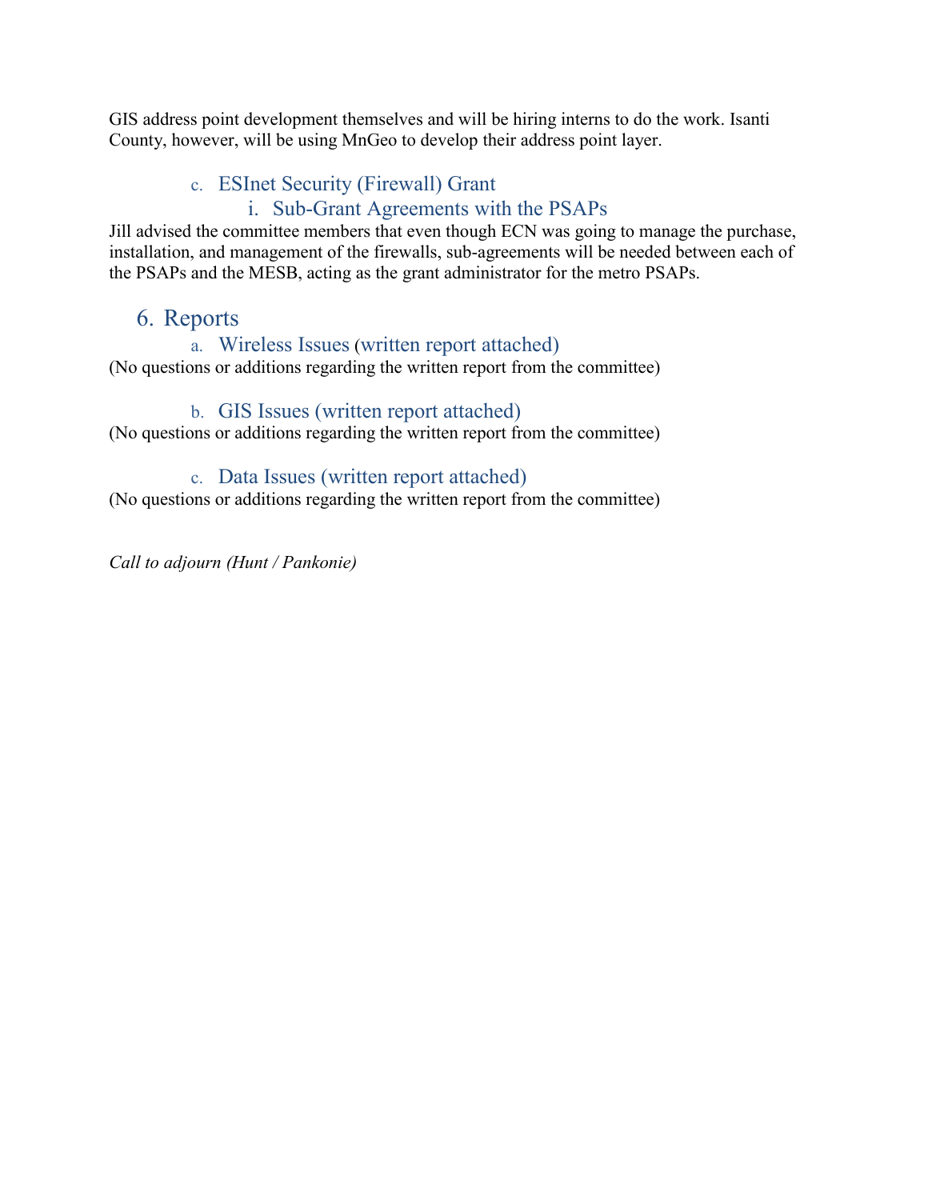GIS address point development themselves and will be hiring interns to do the work. Isanti County, however, will be using MnGeo to develop their address point layer.

### c. ESInet Security (Firewall) Grant

#### i. Sub-Grant Agreements with the PSAPs

Jill advised the committee members that even though ECN was going to manage the purchase, installation, and management of the firewalls, sub-agreements will be needed between each of the PSAPs and the MESB, acting as the grant administrator for the metro PSAPs.

## 6. Reports

### a. Wireless Issues (written report attached)

(No questions or additions regarding the written report from the committee)

### b. GIS Issues (written report attached)

(No questions or additions regarding the written report from the committee)

### c. Data Issues (written report attached)

(No questions or additions regarding the written report from the committee)

*Call to adjourn (Hunt / Pankonie)*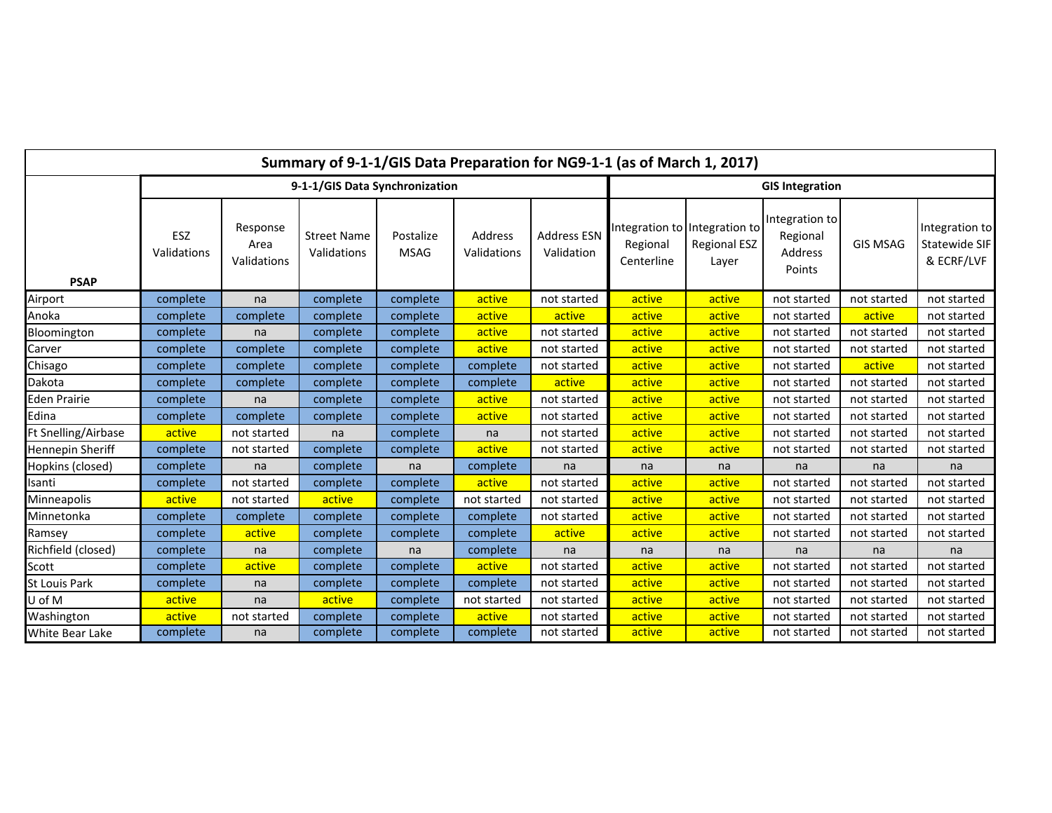**Summary of 9-1-1/GIS Data Preparation for NG9-1-1 (as of March 1, 2017)**

| PSAP | 9-1-1/GIS Data Synchronization | | | | | | GIS Integration | | | | |
|---|---|---|---|---|---|---|---|---|---|---|---|
| | ESZ Validations | Response Area Validations | Street Name Validations | Postalize MSAG | Address Validations | Address ESN Validation | Integration to Regional Centerline | Integration to Regional ESZ Layer | Integration to Regional Address Points | GIS MSAG | Integration to Statewide SIF & ECRF/LVF |
| Airport | complete | na | complete | complete | active | not started | active | active | not started | not started | not started |
| Anoka | complete | complete | complete | complete | active | active | active | active | not started | active | not started |
| Bloomington | complete | na | complete | complete | active | not started | active | active | not started | not started | not started |
| Carver | complete | complete | complete | complete | active | not started | active | active | not started | not started | not started |
| Chisago | complete | complete | complete | complete | complete | not started | active | active | not started | active | not started |
| Dakota | complete | complete | complete | complete | complete | active | active | active | not started | not started | not started |
| Eden Prairie | complete | na | complete | complete | active | not started | active | active | not started | not started | not started |
| Edina | complete | complete | complete | complete | active | not started | active | active | not started | not started | not started |
| Ft Snelling/Airbase | active | not started | na | complete | na | not started | active | active | not started | not started | not started |
| Hennepin Sheriff | complete | not started | complete | complete | active | not started | active | active | not started | not started | not started |
| Hopkins (closed) | complete | na | complete | na | complete | na | na | na | na | na | na |
| Isanti | complete | not started | complete | complete | active | not started | active | active | not started | not started | not started |
| Minneapolis | active | not started | active | complete | not started | not started | active | active | not started | not started | not started |
| Minnetonka | complete | complete | complete | complete | complete | not started | active | active | not started | not started | not started |
| Ramsey | complete | active | complete | complete | complete | active | active | active | not started | not started | not started |
| Richfield (closed) | complete | na | complete | na | complete | na | na | na | na | na | na |
| Scott | complete | active | complete | complete | active | not started | active | active | not started | not started | not started |
| St Louis Park | complete | na | complete | complete | complete | not started | active | active | not started | not started | not started |
| U of M | active | na | active | complete | not started | not started | active | active | not started | not started | not started |
| Washington | active | not started | complete | complete | active | not started | active | active | not started | not started | not started |
| White Bear Lake | complete | na | complete | complete | complete | not started | active | active | not started | not started | not started |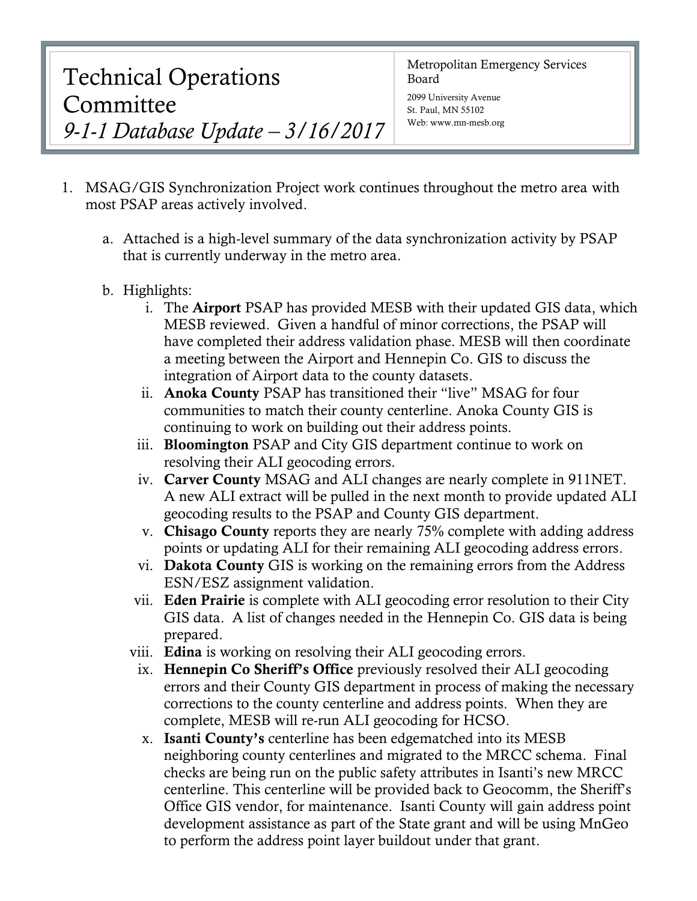# Technical Operations Committee

*9-1-1 Database Update – 3/16/2017*

Metropolitan Emergency Services Board
2099 University Avenue
St. Paul, MN 55102
Web: www.mn-mesb.org

1. MSAG/GIS Synchronization Project work continues throughout the metro area with most PSAP areas actively involved.

   a. Attached is a high-level summary of the data synchronization activity by PSAP that is currently underway in the metro area.

   b. Highlights:

      i. The **Airport** PSAP has provided MESB with their updated GIS data, which MESB reviewed. Given a handful of minor corrections, the PSAP will have completed their address validation phase. MESB will then coordinate a meeting between the Airport and Hennepin Co. GIS to discuss the integration of Airport data to the county datasets.

      ii. **Anoka County** PSAP has transitioned their "live" MSAG for four communities to match their county centerline. Anoka County GIS is continuing to work on building out their address points.

      iii. **Bloomington** PSAP and City GIS department continue to work on resolving their ALI geocoding errors.

      iv. **Carver County** MSAG and ALI changes are nearly complete in 911NET. A new ALI extract will be pulled in the next month to provide updated ALI geocoding results to the PSAP and County GIS department.

      v. **Chisago County** reports they are nearly 75% complete with adding address points or updating ALI for their remaining ALI geocoding address errors.

      vi. **Dakota County** GIS is working on the remaining errors from the Address ESN/ESZ assignment validation.

      vii. **Eden Prairie** is complete with ALI geocoding error resolution to their City GIS data. A list of changes needed in the Hennepin Co. GIS data is being prepared.

      viii. **Edina** is working on resolving their ALI geocoding errors.

      ix. **Hennepin Co Sheriff's Office** previously resolved their ALI geocoding errors and their County GIS department in process of making the necessary corrections to the county centerline and address points. When they are complete, MESB will re-run ALI geocoding for HCSO.

      x. **Isanti County's** centerline has been edgematched into its MESB neighboring county centerlines and migrated to the MRCC schema. Final checks are being run on the public safety attributes in Isanti's new MRCC centerline. This centerline will be provided back to Geocomm, the Sheriff's Office GIS vendor, for maintenance. Isanti County will gain address point development assistance as part of the State grant and will be using MnGeo to perform the address point layer buildout under that grant.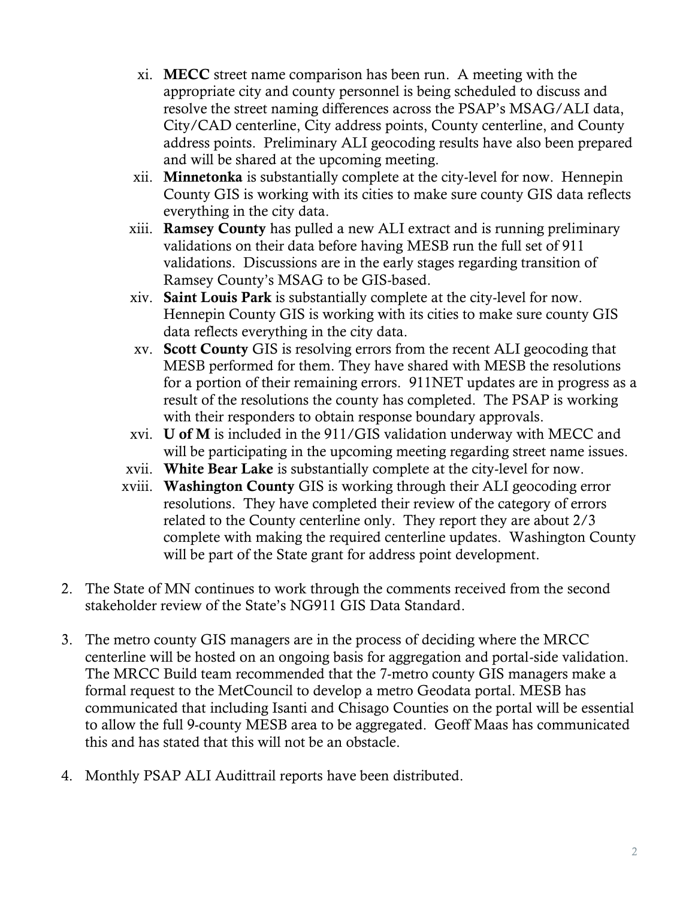xi. **MECC** street name comparison has been run. A meeting with the appropriate city and county personnel is being scheduled to discuss and resolve the street naming differences across the PSAP's MSAG/ALI data, City/CAD centerline, City address points, County centerline, and County address points. Preliminary ALI geocoding results have also been prepared and will be shared at the upcoming meeting.

xii. **Minnetonka** is substantially complete at the city-level for now. Hennepin County GIS is working with its cities to make sure county GIS data reflects everything in the city data.

xiii. **Ramsey County** has pulled a new ALI extract and is running preliminary validations on their data before having MESB run the full set of 911 validations. Discussions are in the early stages regarding transition of Ramsey County's MSAG to be GIS-based.

xiv. **Saint Louis Park** is substantially complete at the city-level for now. Hennepin County GIS is working with its cities to make sure county GIS data reflects everything in the city data.

xv. **Scott County** GIS is resolving errors from the recent ALI geocoding that MESB performed for them. They have shared with MESB the resolutions for a portion of their remaining errors. 911NET updates are in progress as a result of the resolutions the county has completed. The PSAP is working with their responders to obtain response boundary approvals.

xvi. **U of M** is included in the 911/GIS validation underway with MECC and will be participating in the upcoming meeting regarding street name issues.

xvii. **White Bear Lake** is substantially complete at the city-level for now.

xviii. **Washington County** GIS is working through their ALI geocoding error resolutions. They have completed their review of the category of errors related to the County centerline only. They report they are about 2/3 complete with making the required centerline updates. Washington County will be part of the State grant for address point development.

2. The State of MN continues to work through the comments received from the second stakeholder review of the State's NG911 GIS Data Standard.

3. The metro county GIS managers are in the process of deciding where the MRCC centerline will be hosted on an ongoing basis for aggregation and portal-side validation. The MRCC Build team recommended that the 7-metro county GIS managers make a formal request to the MetCouncil to develop a metro Geodata portal. MESB has communicated that including Isanti and Chisago Counties on the portal will be essential to allow the full 9-county MESB area to be aggregated. Geoff Maas has communicated this and has stated that this will not be an obstacle.

4. Monthly PSAP ALI Audittrail reports have been distributed.